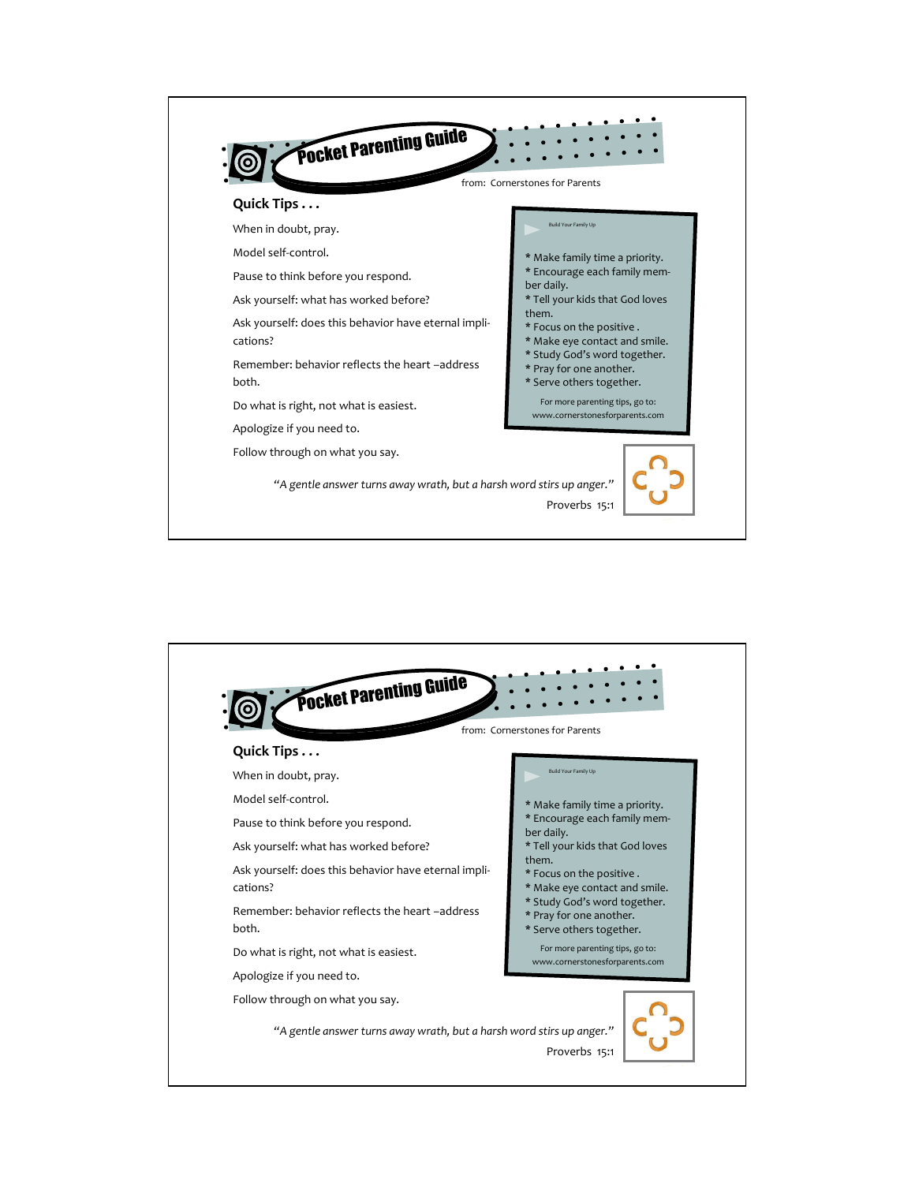# Pocket Parenting Guide

from: Cornerstones for Parents

## Quick Tips . . .

When in doubt, pray.

Model self-control.

Pause to think before you respond.

Ask yourself: what has worked before?

Ask yourself: does this behavior have eternal implications?

Remember: behavior reflects the heart –address both.

Do what is right, not what is easiest.

Apologize if you need to.

Follow through on what you say.

Build Your Family Up

* Make family time a priority.
* Encourage each family member daily.
* Tell your kids that God loves them.
* Focus on the positive .
* Make eye contact and smile.
* Study God's word together.
* Pray for one another.
* Serve others together.

For more parenting tips, go to: www.cornerstonesforparents.com

*"A gentle answer turns away wrath, but a harsh word stirs up anger."*

Proverbs 15:1

# Pocket Parenting Guide

from: Cornerstones for Parents

## Quick Tips . . .

When in doubt, pray.

Model self-control.

Pause to think before you respond.

Ask yourself: what has worked before?

Ask yourself: does this behavior have eternal implications?

Remember: behavior reflects the heart –address both.

Do what is right, not what is easiest.

Apologize if you need to.

Follow through on what you say.

Build Your Family Up

* Make family time a priority.
* Encourage each family member daily.
* Tell your kids that God loves them.
* Focus on the positive .
* Make eye contact and smile.
* Study God's word together.
* Pray for one another.
* Serve others together.

For more parenting tips, go to: www.cornerstonesforparents.com

*"A gentle answer turns away wrath, but a harsh word stirs up anger."*

Proverbs 15:1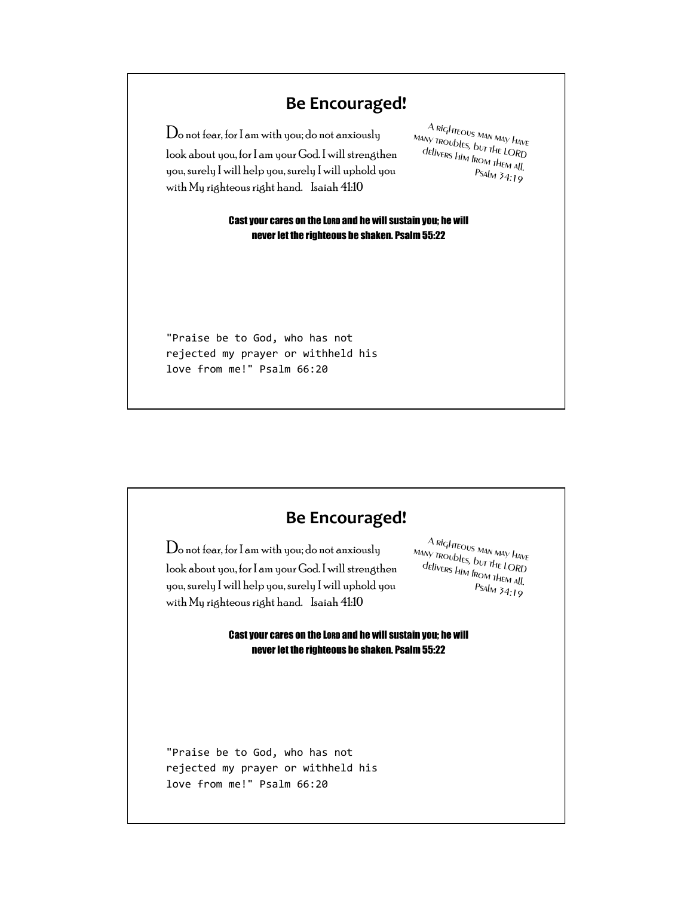## Be Encouraged!

Do not fear, for I am with you; do not anxiously look about you, for I am your God. I will strengthen you, surely I will help you, surely I will uphold you with My righteous right hand. Isaiah 41:10

*A righteous man may have many troubles, but the LORD delivers him from them all. Psalm 34:19*

**Cast your cares on the LORD and he will sustain you; he will never let the righteous be shaken. Psalm 55:22**

"Praise be to God, who has not rejected my prayer or withheld his love from me!" Psalm 66:20

## Be Encouraged!

Do not fear, for I am with you; do not anxiously look about you, for I am your God. I will strengthen you, surely I will help you, surely I will uphold you with My righteous right hand. Isaiah 41:10

*A righteous man may have many troubles, but the LORD delivers him from them all. Psalm 34:19*

**Cast your cares on the LORD and he will sustain you; he will never let the righteous be shaken. Psalm 55:22**

"Praise be to God, who has not rejected my prayer or withheld his love from me!" Psalm 66:20